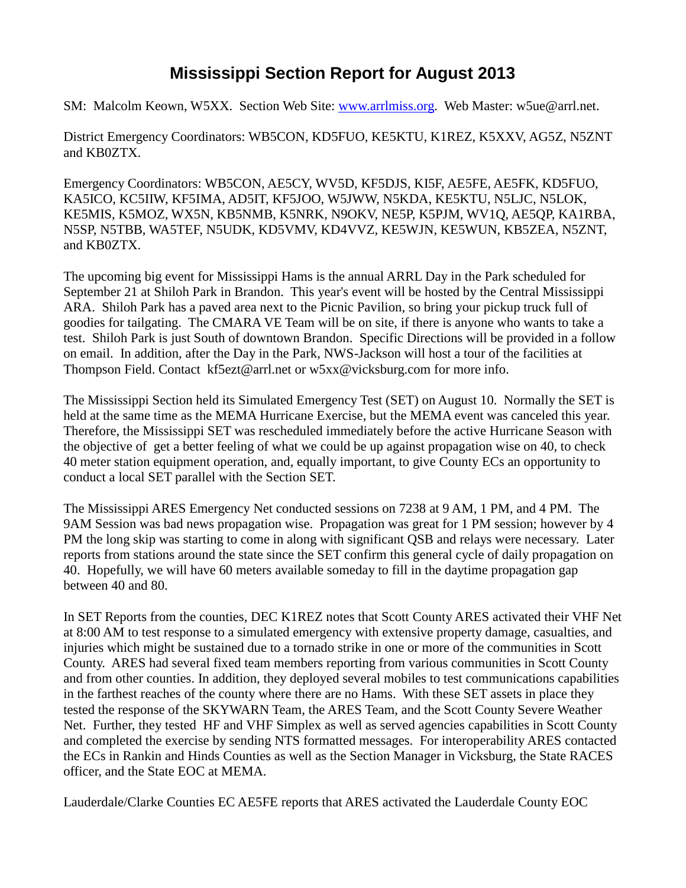# Mississippi Section Report for August 2013

SM: Malcolm Keown, W5XX. Section Web Site: [www.arrlmiss.org](http://www.arrlmiss.org). Web Master: w5ue@arrl.net.

District Emergency Coordinators: WB5CON, KD5FUO, KE5KTU, K1REZ, K5XXV, AG5Z, N5ZNT and KB0ZTX.

Emergency Coordinators: WB5CON, AE5CY, WV5D, KF5DJS, KI5F, AE5FE, AE5FK, KD5FUO, KA5ICO, KC5IIW, KF5IMA, AD5IT, KF5JOO, W5JWW, N5KDA, KE5KTU, N5LJC, N5LOK, KE5MIS, K5MOZ, WX5N, KB5NMB, K5NRK, N9OKV, NE5P, K5PJM, WV1Q, AE5QP, KA1RBA, N5SP, N5TBB, WA5TEF, N5UDK, KD5VMV, KD4VVZ, KE5WJN, KE5WUN, KB5ZEA, N5ZNT, and KB0ZTX.

The upcoming big event for Mississippi Hams is the annual ARRL Day in the Park scheduled for September 21 at Shiloh Park in Brandon. This year's event will be hosted by the Central Mississippi ARA. Shiloh Park has a paved area next to the Picnic Pavilion, so bring your pickup truck full of goodies for tailgating. The CMARA VE Team will be on site, if there is anyone who wants to take a test. Shiloh Park is just South of downtown Brandon. Specific Directions will be provided in a follow on email. In addition, after the Day in the Park, NWS-Jackson will host a tour of the facilities at Thompson Field. Contact kf5ezt@arrl.net or w5xx@vicksburg.com for more info.

The Mississippi Section held its Simulated Emergency Test (SET) on August 10. Normally the SET is held at the same time as the MEMA Hurricane Exercise, but the MEMA event was canceled this year. Therefore, the Mississippi SET was rescheduled immediately before the active Hurricane Season with the objective of get a better feeling of what we could be up against propagation wise on 40, to check 40 meter station equipment operation, and, equally important, to give County ECs an opportunity to conduct a local SET parallel with the Section SET.

The Mississippi ARES Emergency Net conducted sessions on 7238 at 9 AM, 1 PM, and 4 PM. The 9AM Session was bad news propagation wise. Propagation was great for 1 PM session; however by 4 PM the long skip was starting to come in along with significant QSB and relays were necessary. Later reports from stations around the state since the SET confirm this general cycle of daily propagation on 40. Hopefully, we will have 60 meters available someday to fill in the daytime propagation gap between 40 and 80.

In SET Reports from the counties, DEC K1REZ notes that Scott County ARES activated their VHF Net at 8:00 AM to test response to a simulated emergency with extensive property damage, casualties, and injuries which might be sustained due to a tornado strike in one or more of the communities in Scott County. ARES had several fixed team members reporting from various communities in Scott County and from other counties. In addition, they deployed several mobiles to test communications capabilities in the farthest reaches of the county where there are no Hams. With these SET assets in place they tested the response of the SKYWARN Team, the ARES Team, and the Scott County Severe Weather Net. Further, they tested HF and VHF Simplex as well as served agencies capabilities in Scott County and completed the exercise by sending NTS formatted messages. For interoperability ARES contacted the ECs in Rankin and Hinds Counties as well as the Section Manager in Vicksburg, the State RACES officer, and the State EOC at MEMA.

Lauderdale/Clarke Counties EC AE5FE reports that ARES activated the Lauderdale County EOC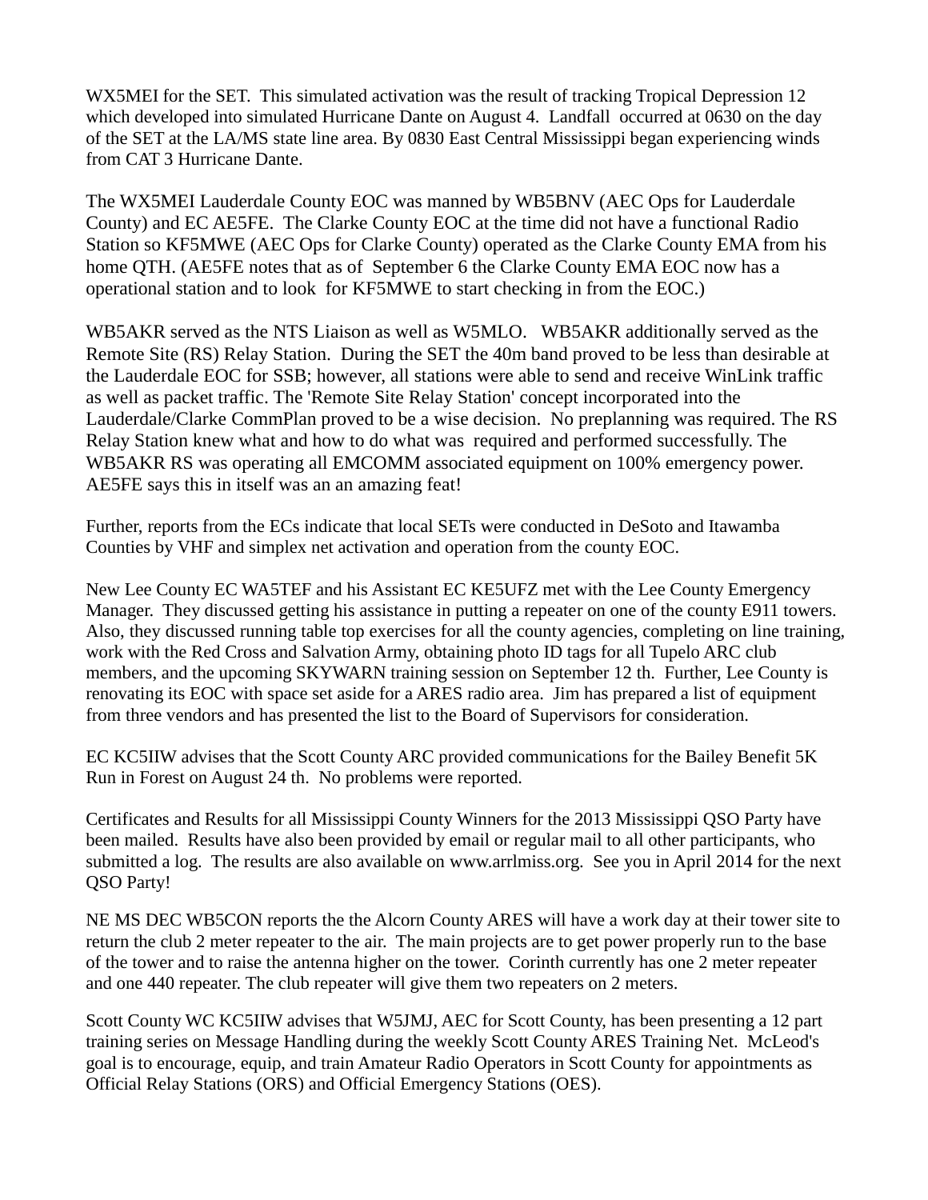WX5MEI for the SET. This simulated activation was the result of tracking Tropical Depression 12 which developed into simulated Hurricane Dante on August 4. Landfall occurred at 0630 on the day of the SET at the LA/MS state line area. By 0830 East Central Mississippi began experiencing winds from CAT 3 Hurricane Dante.

The WX5MEI Lauderdale County EOC was manned by WB5BNV (AEC Ops for Lauderdale County) and EC AE5FE. The Clarke County EOC at the time did not have a functional Radio Station so KF5MWE (AEC Ops for Clarke County) operated as the Clarke County EMA from his home QTH. (AE5FE notes that as of September 6 the Clarke County EMA EOC now has a operational station and to look for KF5MWE to start checking in from the EOC.)

WB5AKR served as the NTS Liaison as well as W5MLO. WB5AKR additionally served as the Remote Site (RS) Relay Station. During the SET the 40m band proved to be less than desirable at the Lauderdale EOC for SSB; however, all stations were able to send and receive WinLink traffic as well as packet traffic. The 'Remote Site Relay Station' concept incorporated into the Lauderdale/Clarke CommPlan proved to be a wise decision. No preplanning was required. The RS Relay Station knew what and how to do what was required and performed successfully. The WB5AKR RS was operating all EMCOMM associated equipment on 100% emergency power. AE5FE says this in itself was an an amazing feat!

Further, reports from the ECs indicate that local SETs were conducted in DeSoto and Itawamba Counties by VHF and simplex net activation and operation from the county EOC.

New Lee County EC WA5TEF and his Assistant EC KE5UFZ met with the Lee County Emergency Manager. They discussed getting his assistance in putting a repeater on one of the county E911 towers. Also, they discussed running table top exercises for all the county agencies, completing on line training, work with the Red Cross and Salvation Army, obtaining photo ID tags for all Tupelo ARC club members, and the upcoming SKYWARN training session on September 12 th. Further, Lee County is renovating its EOC with space set aside for a ARES radio area. Jim has prepared a list of equipment from three vendors and has presented the list to the Board of Supervisors for consideration.

EC KC5IIW advises that the Scott County ARC provided communications for the Bailey Benefit 5K Run in Forest on August 24 th. No problems were reported.

Certificates and Results for all Mississippi County Winners for the 2013 Mississippi QSO Party have been mailed. Results have also been provided by email or regular mail to all other participants, who submitted a log. The results are also available on www.arrlmiss.org. See you in April 2014 for the next QSO Party!

NE MS DEC WB5CON reports the the Alcorn County ARES will have a work day at their tower site to return the club 2 meter repeater to the air. The main projects are to get power properly run to the base of the tower and to raise the antenna higher on the tower. Corinth currently has one 2 meter repeater and one 440 repeater. The club repeater will give them two repeaters on 2 meters.

Scott County WC KC5IIW advises that W5JMJ, AEC for Scott County, has been presenting a 12 part training series on Message Handling during the weekly Scott County ARES Training Net. McLeod's goal is to encourage, equip, and train Amateur Radio Operators in Scott County for appointments as Official Relay Stations (ORS) and Official Emergency Stations (OES).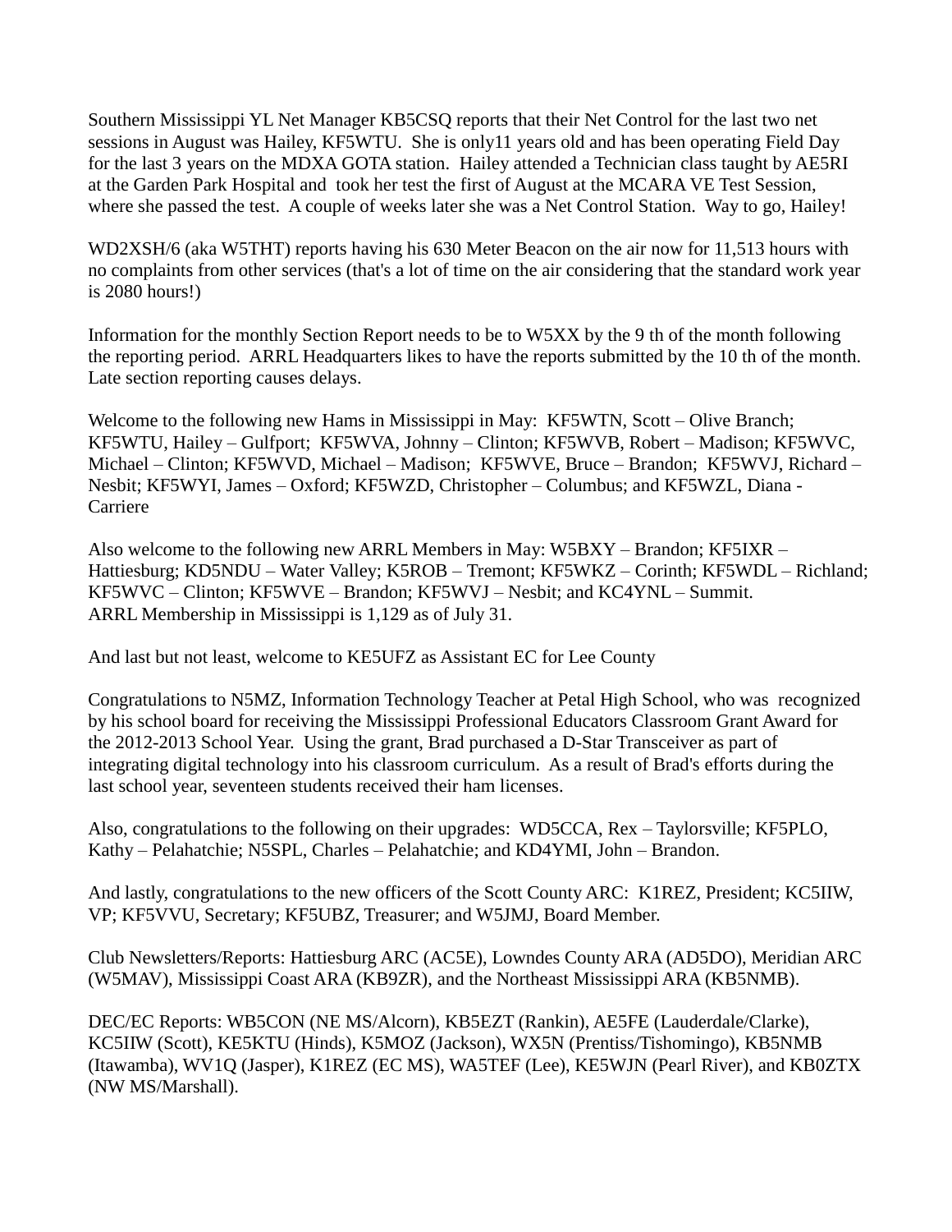Southern Mississippi YL Net Manager KB5CSQ reports that their Net Control for the last two net sessions in August was Hailey, KF5WTU. She is only11 years old and has been operating Field Day for the last 3 years on the MDXA GOTA station. Hailey attended a Technician class taught by AE5RI at the Garden Park Hospital and took her test the first of August at the MCARA VE Test Session, where she passed the test. A couple of weeks later she was a Net Control Station. Way to go, Hailey!

WD2XSH/6 (aka W5THT) reports having his 630 Meter Beacon on the air now for 11,513 hours with no complaints from other services (that's a lot of time on the air considering that the standard work year is 2080 hours!)

Information for the monthly Section Report needs to be to W5XX by the 9 th of the month following the reporting period. ARRL Headquarters likes to have the reports submitted by the 10 th of the month. Late section reporting causes delays.

Welcome to the following new Hams in Mississippi in May: KF5WTN, Scott – Olive Branch; KF5WTU, Hailey – Gulfport; KF5WVA, Johnny – Clinton; KF5WVB, Robert – Madison; KF5WVC, Michael – Clinton; KF5WVD, Michael – Madison; KF5WVE, Bruce – Brandon; KF5WVJ, Richard – Nesbit; KF5WYI, James – Oxford; KF5WZD, Christopher – Columbus; and KF5WZL, Diana - Carriere

Also welcome to the following new ARRL Members in May: W5BXY – Brandon; KF5IXR – Hattiesburg; KD5NDU – Water Valley; K5ROB – Tremont; KF5WKZ – Corinth; KF5WDL – Richland; KF5WVC – Clinton; KF5WVE – Brandon; KF5WVJ – Nesbit; and KC4YNL – Summit.
ARRL Membership in Mississippi is 1,129 as of July 31.

And last but not least, welcome to KE5UFZ as Assistant EC for Lee County

Congratulations to N5MZ, Information Technology Teacher at Petal High School, who was recognized by his school board for receiving the Mississippi Professional Educators Classroom Grant Award for the 2012-2013 School Year. Using the grant, Brad purchased a D-Star Transceiver as part of integrating digital technology into his classroom curriculum. As a result of Brad's efforts during the last school year, seventeen students received their ham licenses.

Also, congratulations to the following on their upgrades: WD5CCA, Rex – Taylorsville; KF5PLO, Kathy – Pelahatchie; N5SPL, Charles – Pelahatchie; and KD4YMI, John – Brandon.

And lastly, congratulations to the new officers of the Scott County ARC: K1REZ, President; KC5IIW, VP; KF5VVU, Secretary; KF5UBZ, Treasurer; and W5JMJ, Board Member.

Club Newsletters/Reports: Hattiesburg ARC (AC5E), Lowndes County ARA (AD5DO), Meridian ARC (W5MAV), Mississippi Coast ARA (KB9ZR), and the Northeast Mississippi ARA (KB5NMB).

DEC/EC Reports: WB5CON (NE MS/Alcorn), KB5EZT (Rankin), AE5FE (Lauderdale/Clarke), KC5IIW (Scott), KE5KTU (Hinds), K5MOZ (Jackson), WX5N (Prentiss/Tishomingo), KB5NMB (Itawamba), WV1Q (Jasper), K1REZ (EC MS), WA5TEF (Lee), KE5WJN (Pearl River), and KB0ZTX (NW MS/Marshall).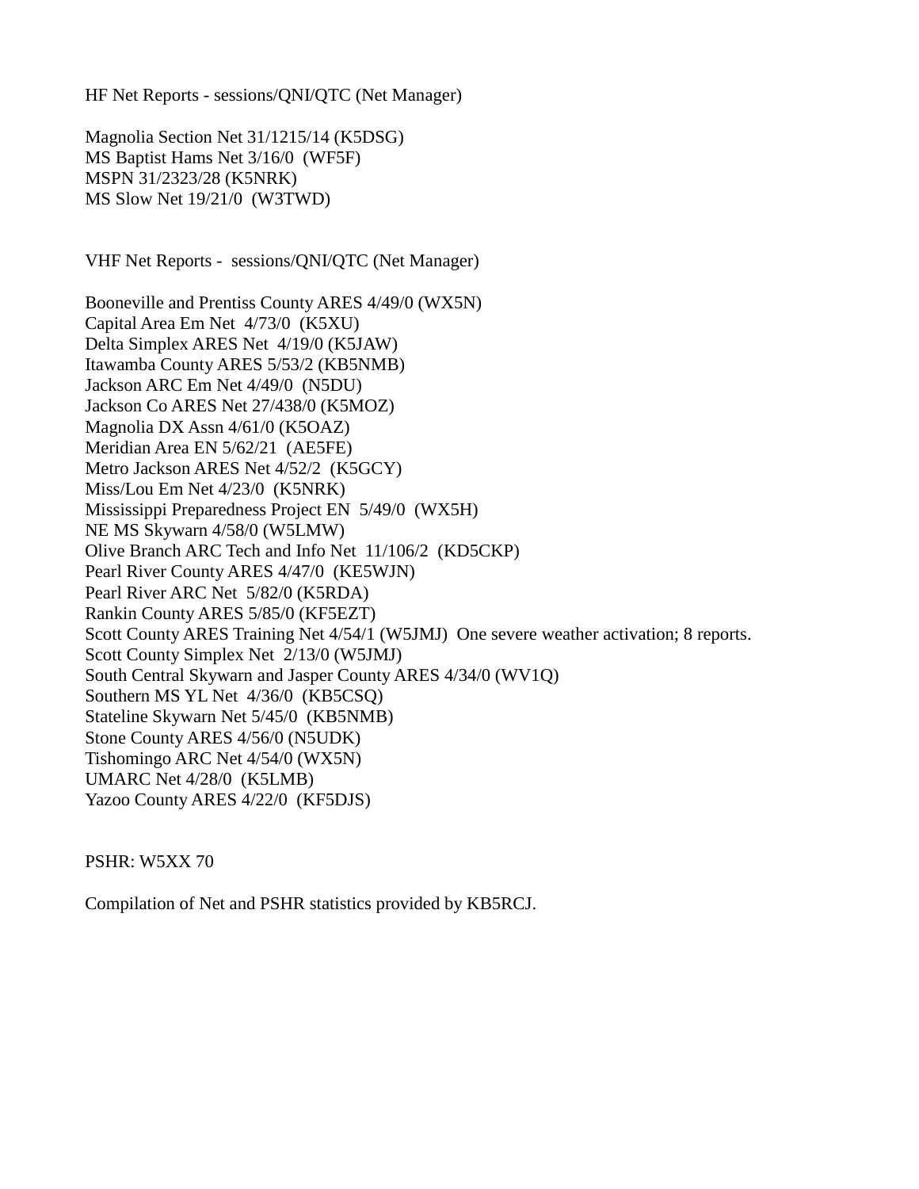HF Net Reports - sessions/QNI/QTC (Net Manager)

Magnolia Section Net 31/1215/14 (K5DSG)
MS Baptist Hams Net 3/16/0 (WF5F)
MSPN 31/2323/28 (K5NRK)
MS Slow Net 19/21/0 (W3TWD)

VHF Net Reports - sessions/QNI/QTC (Net Manager)

Booneville and Prentiss County ARES 4/49/0 (WX5N)
Capital Area Em Net 4/73/0 (K5XU)
Delta Simplex ARES Net 4/19/0 (K5JAW)
Itawamba County ARES 5/53/2 (KB5NMB)
Jackson ARC Em Net 4/49/0 (N5DU)
Jackson Co ARES Net 27/438/0 (K5MOZ)
Magnolia DX Assn 4/61/0 (K5OAZ)
Meridian Area EN 5/62/21 (AE5FE)
Metro Jackson ARES Net 4/52/2 (K5GCY)
Miss/Lou Em Net 4/23/0 (K5NRK)
Mississippi Preparedness Project EN 5/49/0 (WX5H)
NE MS Skywarn 4/58/0 (W5LMW)
Olive Branch ARC Tech and Info Net 11/106/2 (KD5CKP)
Pearl River County ARES 4/47/0 (KE5WJN)
Pearl River ARC Net 5/82/0 (K5RDA)
Rankin County ARES 5/85/0 (KF5EZT)
Scott County ARES Training Net 4/54/1 (W5JMJ) One severe weather activation; 8 reports.
Scott County Simplex Net 2/13/0 (W5JMJ)
South Central Skywarn and Jasper County ARES 4/34/0 (WV1Q)
Southern MS YL Net 4/36/0 (KB5CSQ)
Stateline Skywarn Net 5/45/0 (KB5NMB)
Stone County ARES 4/56/0 (N5UDK)
Tishomingo ARC Net 4/54/0 (WX5N)
UMARC Net 4/28/0 (K5LMB)
Yazoo County ARES 4/22/0 (KF5DJS)

PSHR: W5XX 70

Compilation of Net and PSHR statistics provided by KB5RCJ.